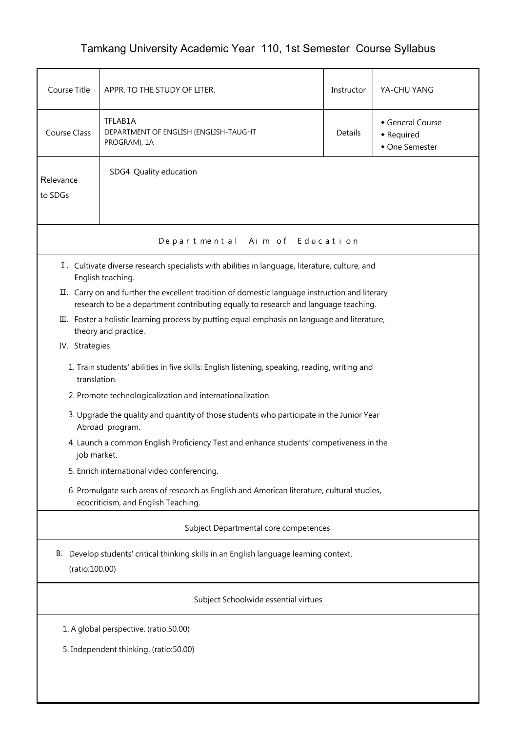# Tamkang University Academic Year 110, 1st Semester Course Syllabus

| Course Title | APPR. TO THE STUDY OF LITER. | Instructor | YA-CHU YANG |
|---|---|---|---|
| Course Class | TFLAB1A<br>DEPARTMENT OF ENGLISH (ENGLISH-TAUGHT PROGRAM), 1A | Details | ◆ General Course<br>◆ Required<br>◆ One Semester |
| Relevance to SDGs | SDG4 Quality education | | |

## Departmental Aim of Education

Ⅰ. Cultivate diverse research specialists with abilities in language, literature, culture, and English teaching.

Ⅱ. Carry on and further the excellent tradition of domestic language instruction and literary research to be a department contributing equally to research and language teaching.

Ⅲ. Foster a holistic learning process by putting equal emphasis on language and literature, theory and practice.

IV. Strategies

1. Train students' abilities in five skills: English listening, speaking, reading, writing and translation.
2. Promote technologicalization and internationalization.
3. Upgrade the quality and quantity of those students who participate in the Junior Year Abroad program.
4. Launch a common English Proficiency Test and enhance students' competiveness in the job market.
5. Enrich international video conferencing.
6. Promulgate such areas of research as English and American literature, cultural studies, ecocriticism, and English Teaching.

## Subject Departmental core competences

B. Develop students' critical thinking skills in an English language learning context. (ratio:100.00)

## Subject Schoolwide essential virtues

1. A global perspective. (ratio:50.00)

5. Independent thinking. (ratio:50.00)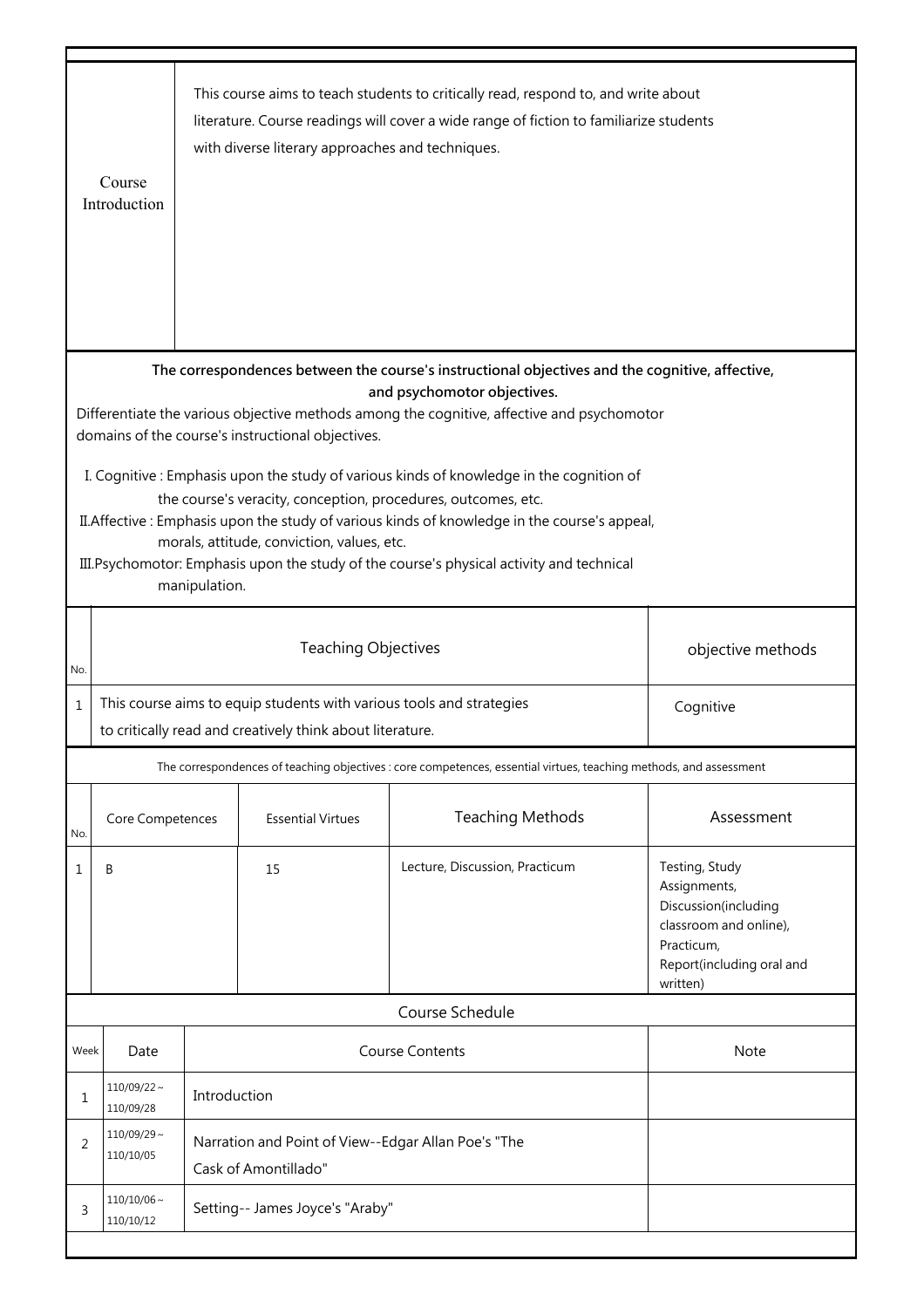| Course Introduction | This course aims to teach students to critically read, respond to, and write about literature. Course readings will cover a wide range of fiction to familiarize students with diverse literary approaches and techniques. |
|---|---|

**The correspondences between the course's instructional objectives and the cognitive, affective, and psychomotor objectives.**

Differentiate the various objective methods among the cognitive, affective and psychomotor domains of the course's instructional objectives.

I. Cognitive : Emphasis upon the study of various kinds of knowledge in the cognition of the course's veracity, conception, procedures, outcomes, etc.

II. Affective : Emphasis upon the study of various kinds of knowledge in the course's appeal, morals, attitude, conviction, values, etc.

III. Psychomotor: Emphasis upon the study of the course's physical activity and technical manipulation.

| No. | Teaching Objectives | objective methods |
|---|---|---|
| 1 | This course aims to equip students with various tools and strategies to critically read and creatively think about literature. | Cognitive |

The correspondences of teaching objectives : core competences, essential virtues, teaching methods, and assessment

| No. | Core Competences | Essential Virtues | Teaching Methods | Assessment |
|---|---|---|---|---|
| 1 | B | 15 | Lecture, Discussion, Practicum | Testing, Study Assignments, Discussion(including classroom and online), Practicum, Report(including oral and written) |

Course Schedule

| Week | Date | Course Contents | Note |
|---|---|---|---|
| 1 | 110/09/22～110/09/28 | Introduction | |
| 2 | 110/09/29～110/10/05 | Narration and Point of View--Edgar Allan Poe's "The Cask of Amontillado" | |
| 3 | 110/10/06～110/10/12 | Setting-- James Joyce's "Araby" | |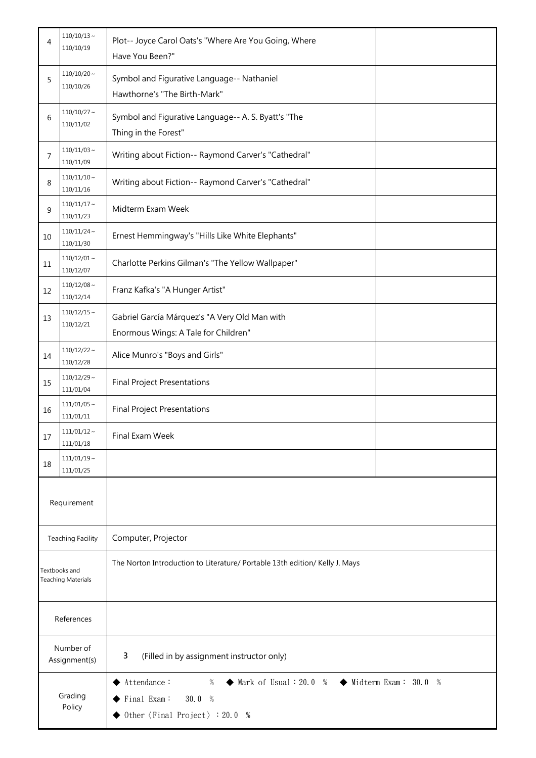| 4 | 110/10/13～110/10/19 | Plot-- Joyce Carol Oats's "Where Are You Going, Where Have You Been?" | |
|---|---|---|---|
| 5 | 110/10/20～110/10/26 | Symbol and Figurative Language-- Nathaniel Hawthorne's "The Birth-Mark" | |
| 6 | 110/10/27～110/11/02 | Symbol and Figurative Language-- A. S. Byatt's "The Thing in the Forest" | |
| 7 | 110/11/03～110/11/09 | Writing about Fiction-- Raymond Carver's "Cathedral" | |
| 8 | 110/11/10～110/11/16 | Writing about Fiction-- Raymond Carver's "Cathedral" | |
| 9 | 110/11/17～110/11/23 | Midterm Exam Week | |
| 10 | 110/11/24～110/11/30 | Ernest Hemmingway's "Hills Like White Elephants" | |
| 11 | 110/12/01～110/12/07 | Charlotte Perkins Gilman's "The Yellow Wallpaper" | |
| 12 | 110/12/08～110/12/14 | Franz Kafka's "A Hunger Artist" | |
| 13 | 110/12/15～110/12/21 | Gabriel García Márquez's "A Very Old Man with Enormous Wings: A Tale for Children" | |
| 14 | 110/12/22～110/12/28 | Alice Munro's "Boys and Girls" | |
| 15 | 110/12/29～111/01/04 | Final Project Presentations | |
| 16 | 111/01/05～111/01/11 | Final Project Presentations | |
| 17 | 111/01/12～111/01/18 | Final Exam Week | |
| 18 | 111/01/19～111/01/25 | | |

| | |
|---|---|
| Requirement | |
| Teaching Facility | Computer, Projector |
| Textbooks and Teaching Materials | The Norton Introduction to Literature/ Portable 13th edition/ Kelly J. Mays |
| References | |
| Number of Assignment(s) | 3 (Filled in by assignment instructor only) |
| Grading Policy | ◆ Attendance： % ◆ Mark of Usual：20.0 % ◆ Midterm Exam： 30.0 %<br>◆ Final Exam： 30.0 %<br>◆ Other〈Final Project〉：20.0 % |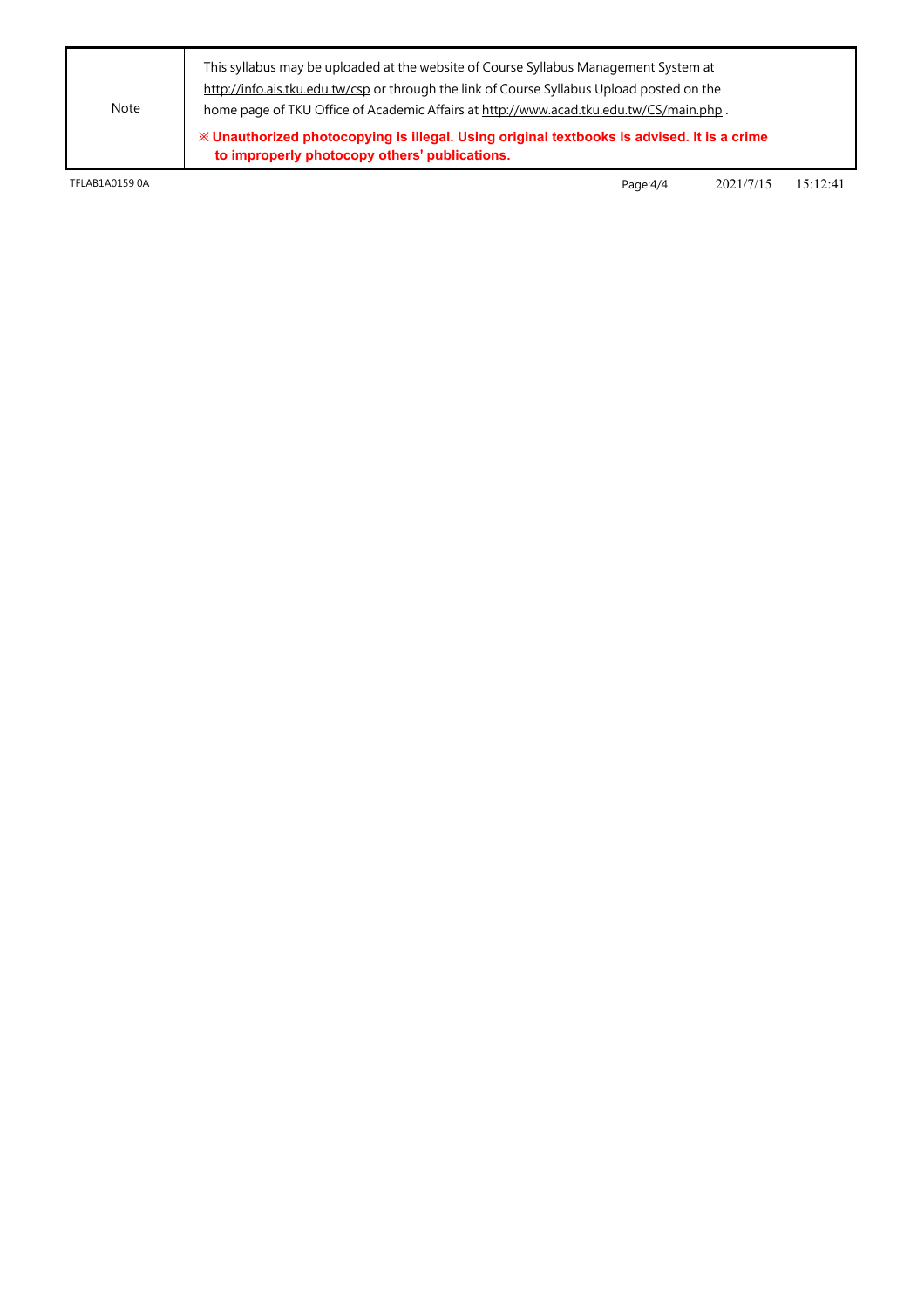| | |
|---|---|
| Note | This syllabus may be uploaded at the website of Course Syllabus Management System at http://info.ais.tku.edu.tw/csp or through the link of Course Syllabus Upload posted on the home page of TKU Office of Academic Affairs at http://www.acad.tku.edu.tw/CS/main.php .<br>**※ Unauthorized photocopying is illegal. Using original textbooks is advised. It is a crime to improperly photocopy others' publications.** |

TFLAB1A0159 0A　　2021/7/15　15:12:41